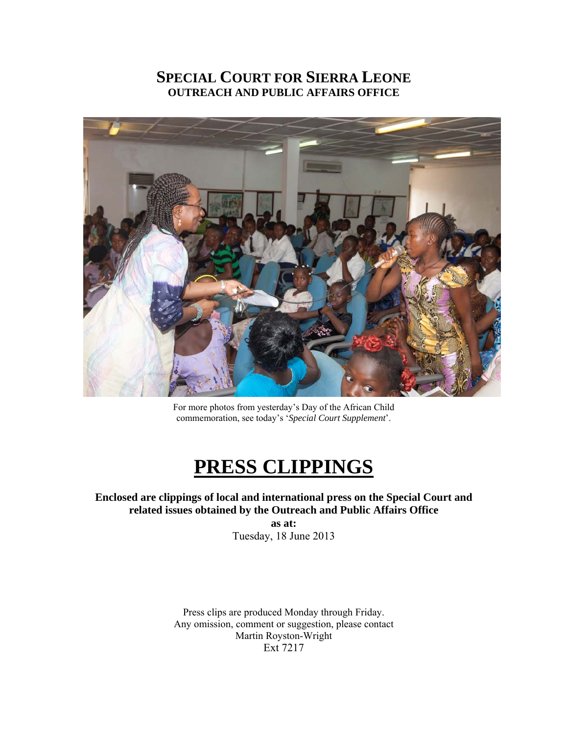# SPECIAL COURT FOR SIERRA LEONE
## OUTREACH AND PUBLIC AFFAIRS OFFICE

For more photos from yesterday's Day of the African Child commemoration, see today's '*Special Court Supplement*'.

# PRESS CLIPPINGS

**Enclosed are clippings of local and international press on the Special Court and related issues obtained by the Outreach and Public Affairs Office**

**as at:**

Tuesday, 18 June 2013

Press clips are produced Monday through Friday.
Any omission, comment or suggestion, please contact
Martin Royston-Wright
Ext 7217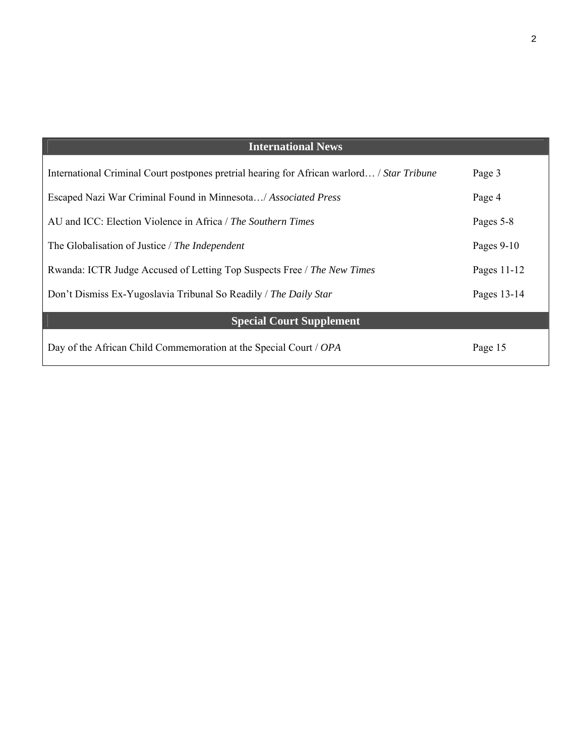| International News | |
|---|---|
| International Criminal Court postpones pretrial hearing for African warlord… / *Star Tribune* | Page 3 |
| Escaped Nazi War Criminal Found in Minnesota…/ *Associated Press* | Page 4 |
| AU and ICC: Election Violence in Africa / *The Southern Times* | Pages 5-8 |
| The Globalisation of Justice / *The Independent* | Pages 9-10 |
| Rwanda: ICTR Judge Accused of Letting Top Suspects Free / *The New Times* | Pages 11-12 |
| Don't Dismiss Ex-Yugoslavia Tribunal So Readily / *The Daily Star* | Pages 13-14 |
| **Special Court Supplement** | |
| Day of the African Child Commemoration at the Special Court / *OPA* | Page 15 |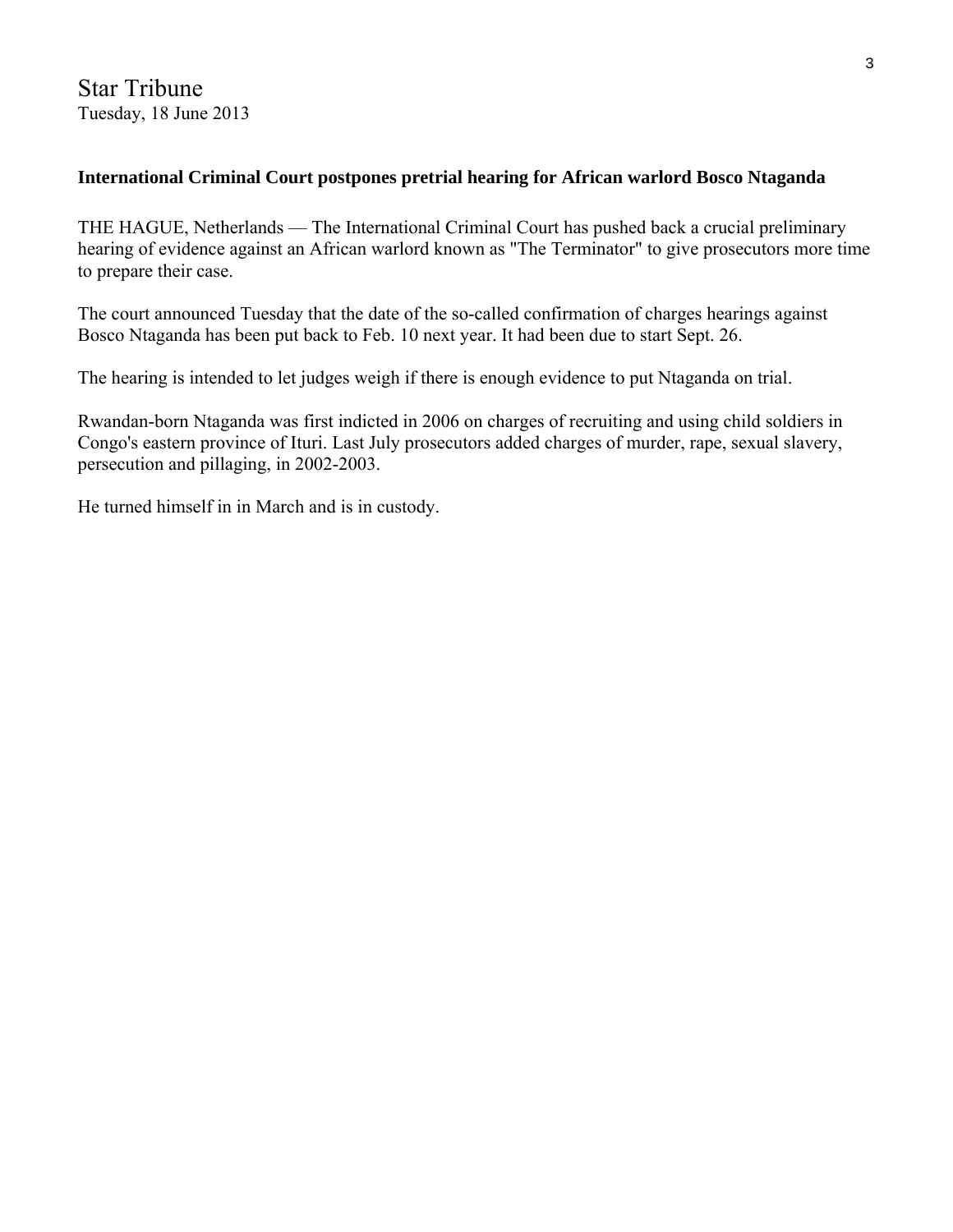Star Tribune
Tuesday, 18 June 2013

**International Criminal Court postpones pretrial hearing for African warlord Bosco Ntaganda**

THE HAGUE, Netherlands — The International Criminal Court has pushed back a crucial preliminary hearing of evidence against an African warlord known as "The Terminator" to give prosecutors more time to prepare their case.

The court announced Tuesday that the date of the so-called confirmation of charges hearings against Bosco Ntaganda has been put back to Feb. 10 next year. It had been due to start Sept. 26.

The hearing is intended to let judges weigh if there is enough evidence to put Ntaganda on trial.

Rwandan-born Ntaganda was first indicted in 2006 on charges of recruiting and using child soldiers in Congo's eastern province of Ituri. Last July prosecutors added charges of murder, rape, sexual slavery, persecution and pillaging, in 2002-2003.

He turned himself in in March and is in custody.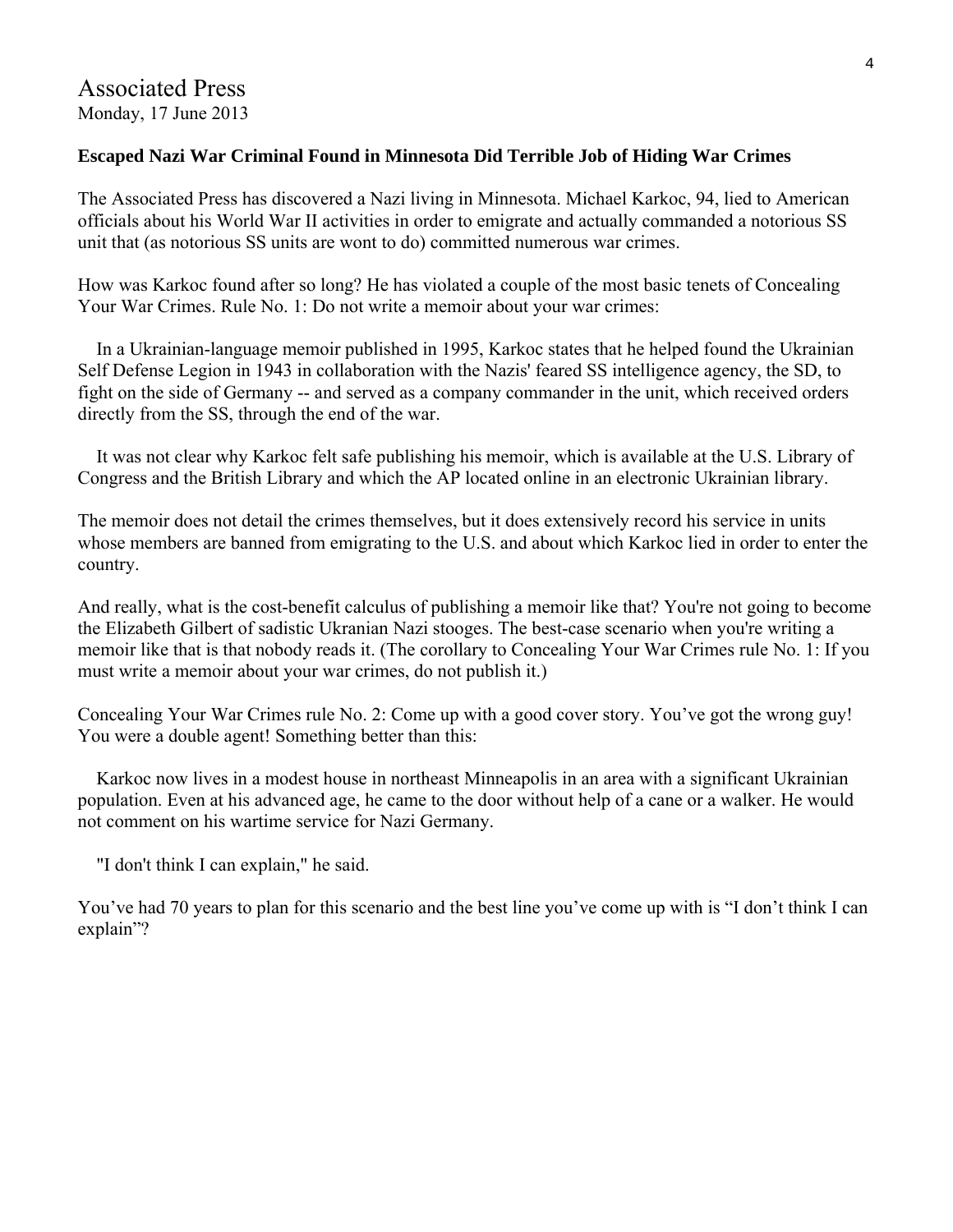# Associated Press

Monday, 17 June 2013

**Escaped Nazi War Criminal Found in Minnesota Did Terrible Job of Hiding War Crimes**

The Associated Press has discovered a Nazi living in Minnesota. Michael Karkoc, 94, lied to American officials about his World War II activities in order to emigrate and actually commanded a notorious SS unit that (as notorious SS units are wont to do) committed numerous war crimes.

How was Karkoc found after so long? He has violated a couple of the most basic tenets of Concealing Your War Crimes. Rule No. 1: Do not write a memoir about your war crimes:

> In a Ukrainian-language memoir published in 1995, Karkoc states that he helped found the Ukrainian Self Defense Legion in 1943 in collaboration with the Nazis' feared SS intelligence agency, the SD, to fight on the side of Germany -- and served as a company commander in the unit, which received orders directly from the SS, through the end of the war.
>
> It was not clear why Karkoc felt safe publishing his memoir, which is available at the U.S. Library of Congress and the British Library and which the AP located online in an electronic Ukrainian library.

The memoir does not detail the crimes themselves, but it does extensively record his service in units whose members are banned from emigrating to the U.S. and about which Karkoc lied in order to enter the country.

And really, what is the cost-benefit calculus of publishing a memoir like that? You're not going to become the Elizabeth Gilbert of sadistic Ukranian Nazi stooges. The best-case scenario when you're writing a memoir like that is that nobody reads it. (The corollary to Concealing Your War Crimes rule No. 1: If you must write a memoir about your war crimes, do not publish it.)

Concealing Your War Crimes rule No. 2: Come up with a good cover story. You've got the wrong guy! You were a double agent! Something better than this:

> Karkoc now lives in a modest house in northeast Minneapolis in an area with a significant Ukrainian population. Even at his advanced age, he came to the door without help of a cane or a walker. He would not comment on his wartime service for Nazi Germany.
>
> "I don't think I can explain," he said.

You've had 70 years to plan for this scenario and the best line you've come up with is "I don't think I can explain"?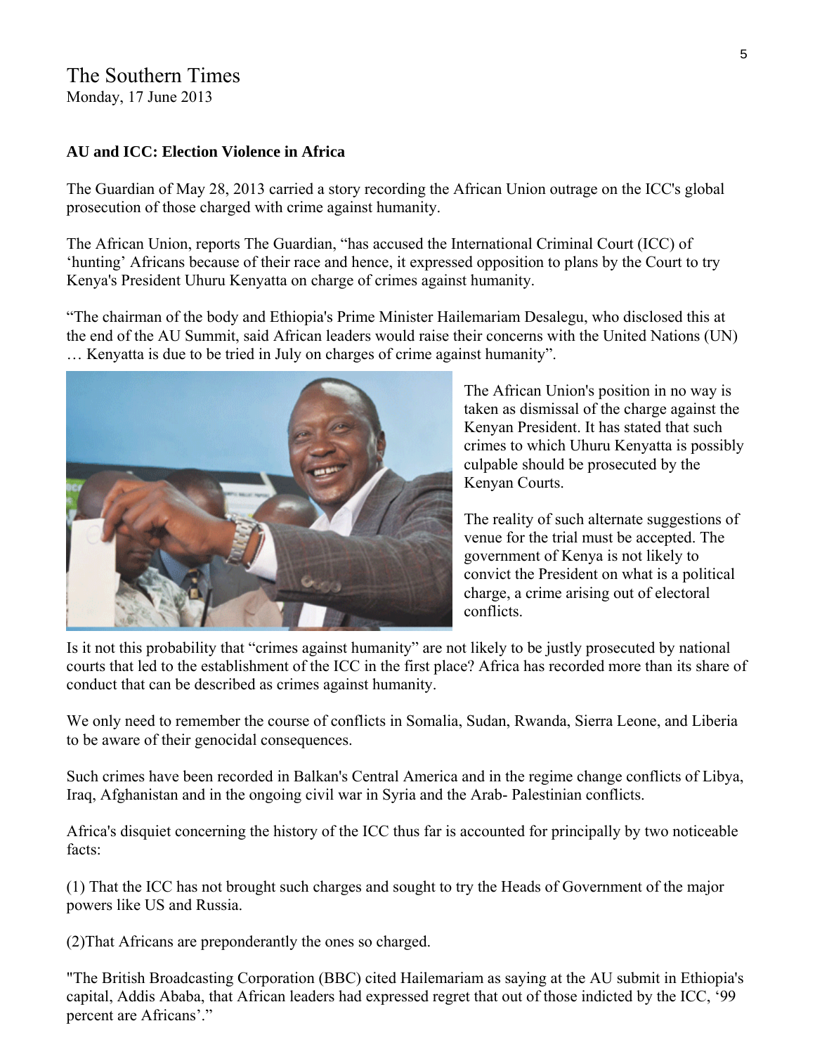The Southern Times
Monday, 17 June 2013

**AU and ICC: Election Violence in Africa**

The Guardian of May 28, 2013 carried a story recording the African Union outrage on the ICC's global prosecution of those charged with crime against humanity.

The African Union, reports The Guardian, "has accused the International Criminal Court (ICC) of 'hunting' Africans because of their race and hence, it expressed opposition to plans by the Court to try Kenya's President Uhuru Kenyatta on charge of crimes against humanity.

"The chairman of the body and Ethiopia's Prime Minister Hailemariam Desalegu, who disclosed this at the end of the AU Summit, said African leaders would raise their concerns with the United Nations (UN) … Kenyatta is due to be tried in July on charges of crime against humanity".

The African Union's position in no way is taken as dismissal of the charge against the Kenyan President. It has stated that such crimes to which Uhuru Kenyatta is possibly culpable should be prosecuted by the Kenyan Courts.

The reality of such alternate suggestions of venue for the trial must be accepted. The government of Kenya is not likely to convict the President on what is a political charge, a crime arising out of electoral conflicts.

Is it not this probability that "crimes against humanity" are not likely to be justly prosecuted by national courts that led to the establishment of the ICC in the first place? Africa has recorded more than its share of conduct that can be described as crimes against humanity.

We only need to remember the course of conflicts in Somalia, Sudan, Rwanda, Sierra Leone, and Liberia to be aware of their genocidal consequences.

Such crimes have been recorded in Balkan's Central America and in the regime change conflicts of Libya, Iraq, Afghanistan and in the ongoing civil war in Syria and the Arab- Palestinian conflicts.

Africa's disquiet concerning the history of the ICC thus far is accounted for principally by two noticeable facts:

(1) That the ICC has not brought such charges and sought to try the Heads of Government of the major powers like US and Russia.

(2)That Africans are preponderantly the ones so charged.

"The British Broadcasting Corporation (BBC) cited Hailemariam as saying at the AU submit in Ethiopia's capital, Addis Ababa, that African leaders had expressed regret that out of those indicted by the ICC, '99 percent are Africans'."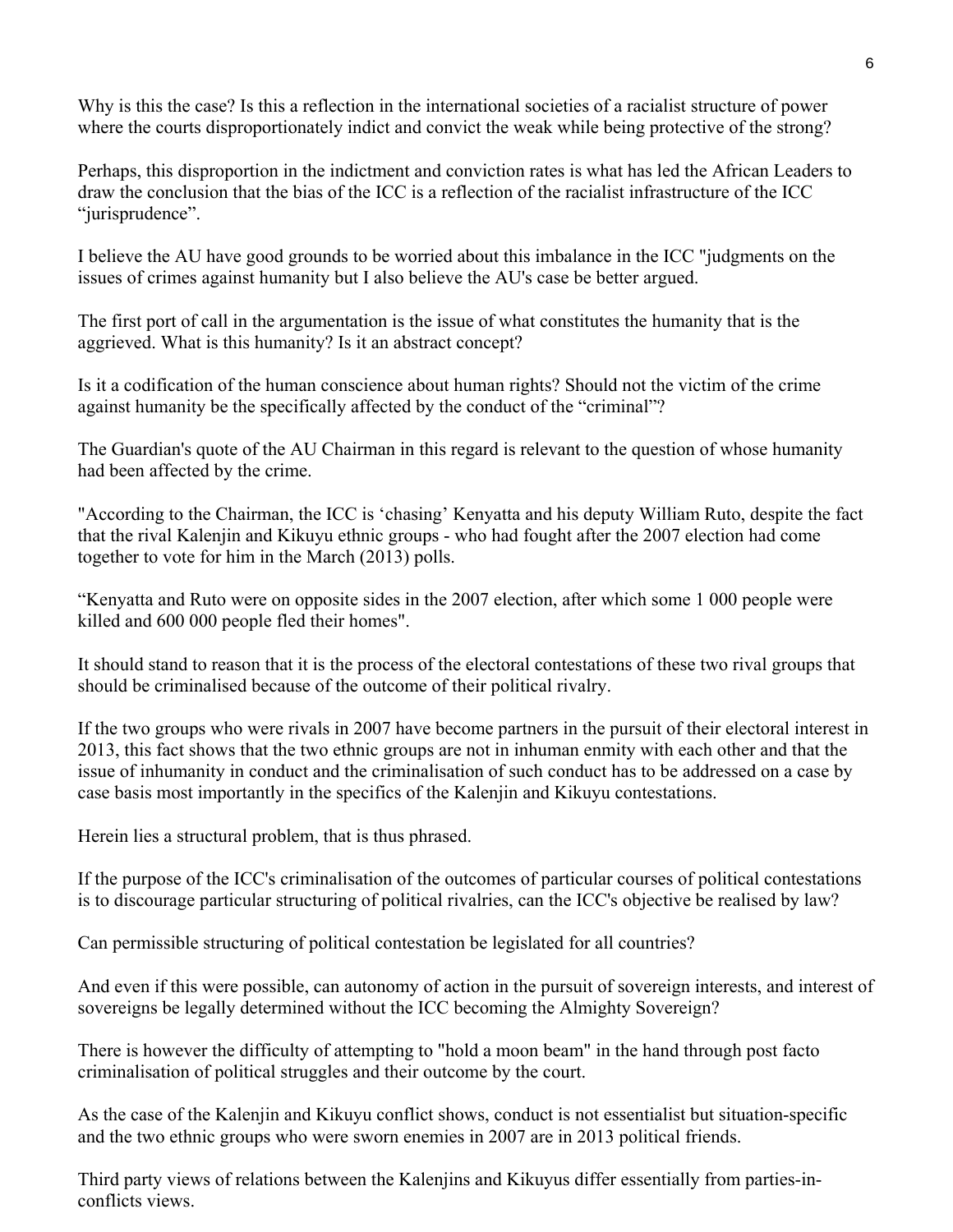Why is this the case? Is this a reflection in the international societies of a racialist structure of power where the courts disproportionately indict and convict the weak while being protective of the strong?

Perhaps, this disproportion in the indictment and conviction rates is what has led the African Leaders to draw the conclusion that the bias of the ICC is a reflection of the racialist infrastructure of the ICC "jurisprudence".

I believe the AU have good grounds to be worried about this imbalance in the ICC "judgments on the issues of crimes against humanity but I also believe the AU's case be better argued.

The first port of call in the argumentation is the issue of what constitutes the humanity that is the aggrieved. What is this humanity? Is it an abstract concept?

Is it a codification of the human conscience about human rights? Should not the victim of the crime against humanity be the specifically affected by the conduct of the "criminal"?

The Guardian's quote of the AU Chairman in this regard is relevant to the question of whose humanity had been affected by the crime.

"According to the Chairman, the ICC is 'chasing' Kenyatta and his deputy William Ruto, despite the fact that the rival Kalenjin and Kikuyu ethnic groups - who had fought after the 2007 election had come together to vote for him in the March (2013) polls.

"Kenyatta and Ruto were on opposite sides in the 2007 election, after which some 1 000 people were killed and 600 000 people fled their homes".

It should stand to reason that it is the process of the electoral contestations of these two rival groups that should be criminalised because of the outcome of their political rivalry.

If the two groups who were rivals in 2007 have become partners in the pursuit of their electoral interest in 2013, this fact shows that the two ethnic groups are not in inhuman enmity with each other and that the issue of inhumanity in conduct and the criminalisation of such conduct has to be addressed on a case by case basis most importantly in the specifics of the Kalenjin and Kikuyu contestations.

Herein lies a structural problem, that is thus phrased.

If the purpose of the ICC's criminalisation of the outcomes of particular courses of political contestations is to discourage particular structuring of political rivalries, can the ICC's objective be realised by law?

Can permissible structuring of political contestation be legislated for all countries?

And even if this were possible, can autonomy of action in the pursuit of sovereign interests, and interest of sovereigns be legally determined without the ICC becoming the Almighty Sovereign?

There is however the difficulty of attempting to "hold a moon beam" in the hand through post facto criminalisation of political struggles and their outcome by the court.

As the case of the Kalenjin and Kikuyu conflict shows, conduct is not essentialist but situation-specific and the two ethnic groups who were sworn enemies in 2007 are in 2013 political friends.

Third party views of relations between the Kalenjins and Kikuyus differ essentially from parties-in-conflicts views.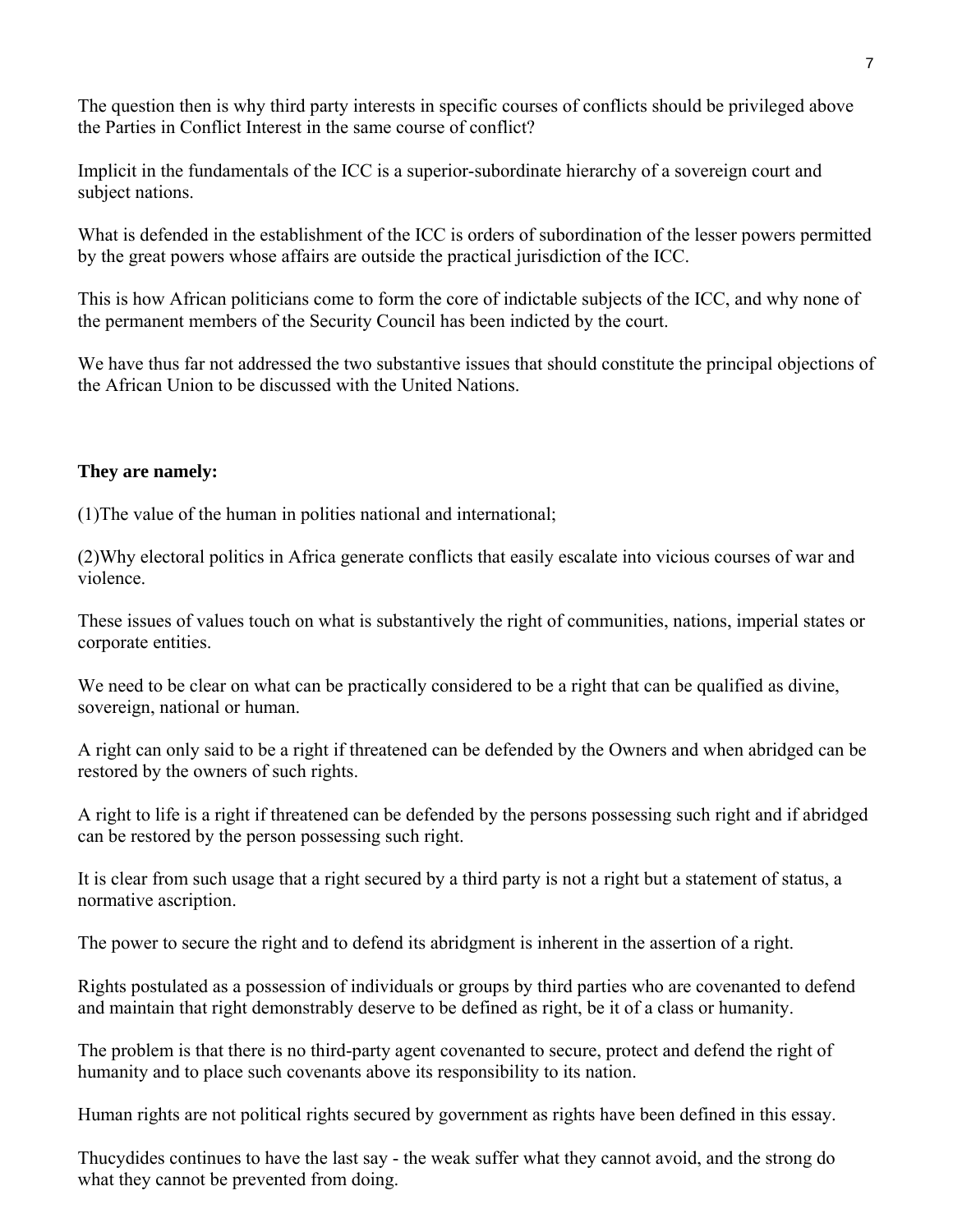The question then is why third party interests in specific courses of conflicts should be privileged above the Parties in Conflict Interest in the same course of conflict?

Implicit in the fundamentals of the ICC is a superior-subordinate hierarchy of a sovereign court and subject nations.

What is defended in the establishment of the ICC is orders of subordination of the lesser powers permitted by the great powers whose affairs are outside the practical jurisdiction of the ICC.

This is how African politicians come to form the core of indictable subjects of the ICC, and why none of the permanent members of the Security Council has been indicted by the court.

We have thus far not addressed the two substantive issues that should constitute the principal objections of the African Union to be discussed with the United Nations.

**They are namely:**

(1)The value of the human in polities national and international;

(2)Why electoral politics in Africa generate conflicts that easily escalate into vicious courses of war and violence.

These issues of values touch on what is substantively the right of communities, nations, imperial states or corporate entities.

We need to be clear on what can be practically considered to be a right that can be qualified as divine, sovereign, national or human.

A right can only said to be a right if threatened can be defended by the Owners and when abridged can be restored by the owners of such rights.

A right to life is a right if threatened can be defended by the persons possessing such right and if abridged can be restored by the person possessing such right.

It is clear from such usage that a right secured by a third party is not a right but a statement of status, a normative ascription.

The power to secure the right and to defend its abridgment is inherent in the assertion of a right.

Rights postulated as a possession of individuals or groups by third parties who are covenanted to defend and maintain that right demonstrably deserve to be defined as right, be it of a class or humanity.

The problem is that there is no third-party agent covenanted to secure, protect and defend the right of humanity and to place such covenants above its responsibility to its nation.

Human rights are not political rights secured by government as rights have been defined in this essay.

Thucydides continues to have the last say - the weak suffer what they cannot avoid, and the strong do what they cannot be prevented from doing.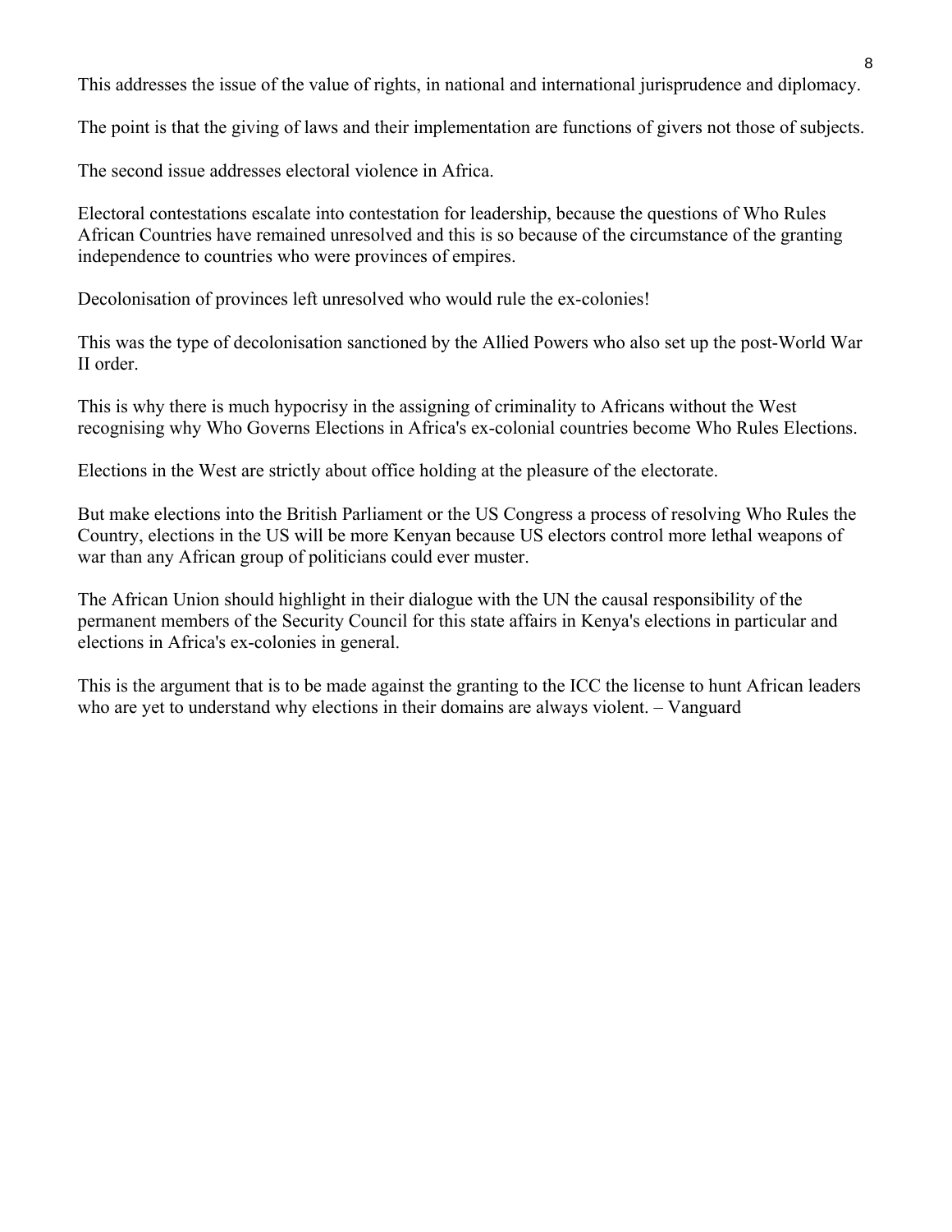This addresses the issue of the value of rights, in national and international jurisprudence and diplomacy.

The point is that the giving of laws and their implementation are functions of givers not those of subjects.

The second issue addresses electoral violence in Africa.

Electoral contestations escalate into contestation for leadership, because the questions of Who Rules African Countries have remained unresolved and this is so because of the circumstance of the granting independence to countries who were provinces of empires.

Decolonisation of provinces left unresolved who would rule the ex-colonies!

This was the type of decolonisation sanctioned by the Allied Powers who also set up the post-World War II order.

This is why there is much hypocrisy in the assigning of criminality to Africans without the West recognising why Who Governs Elections in Africa's ex-colonial countries become Who Rules Elections.

Elections in the West are strictly about office holding at the pleasure of the electorate.

But make elections into the British Parliament or the US Congress a process of resolving Who Rules the Country, elections in the US will be more Kenyan because US electors control more lethal weapons of war than any African group of politicians could ever muster.

The African Union should highlight in their dialogue with the UN the causal responsibility of the permanent members of the Security Council for this state affairs in Kenya's elections in particular and elections in Africa's ex-colonies in general.

This is the argument that is to be made against the granting to the ICC the license to hunt African leaders who are yet to understand why elections in their domains are always violent. – Vanguard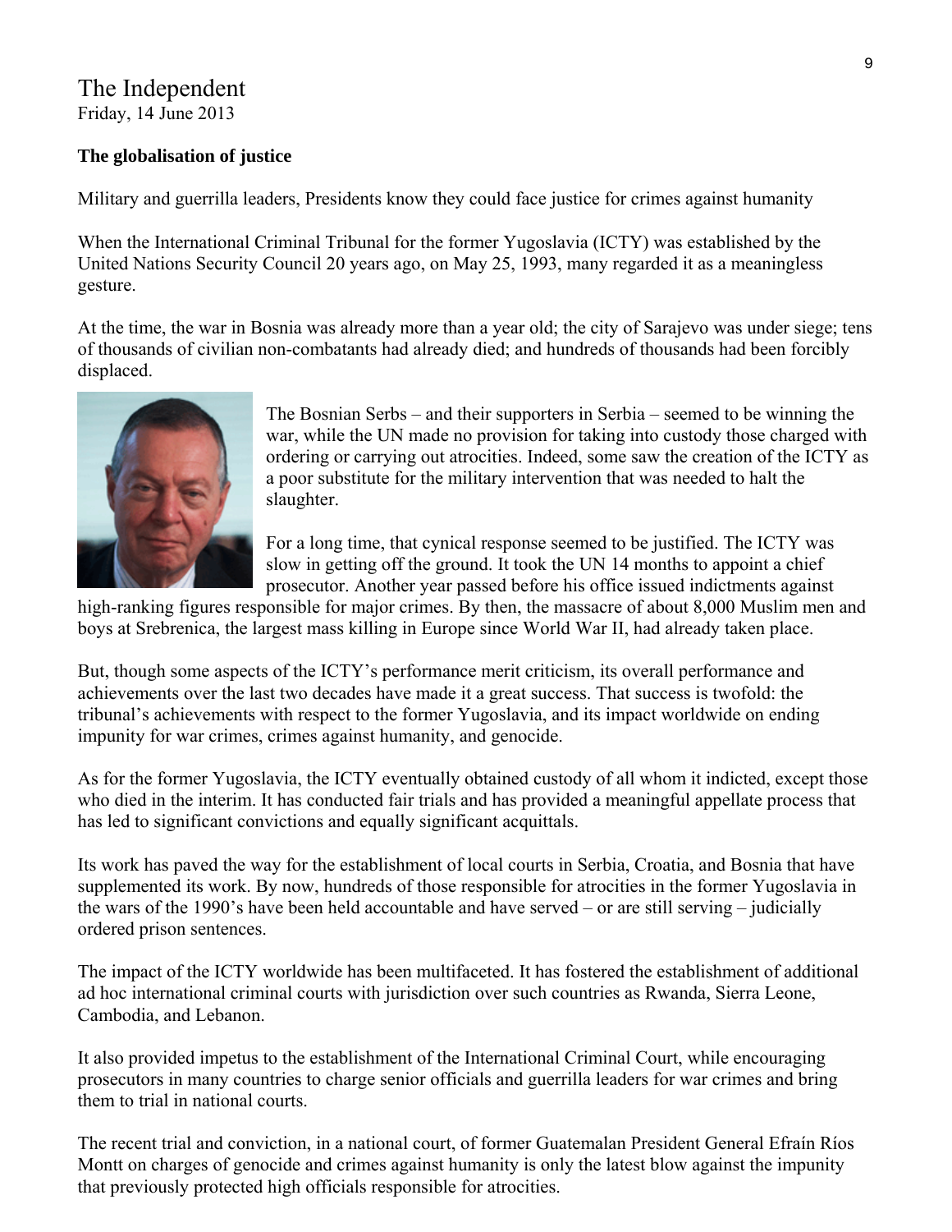The Independent
Friday, 14 June 2013

**The globalisation of justice**

Military and guerrilla leaders, Presidents know they could face justice for crimes against humanity

When the International Criminal Tribunal for the former Yugoslavia (ICTY) was established by the United Nations Security Council 20 years ago, on May 25, 1993, many regarded it as a meaningless gesture.

At the time, the war in Bosnia was already more than a year old; the city of Sarajevo was under siege; tens of thousands of civilian non-combatants had already died; and hundreds of thousands had been forcibly displaced.

The Bosnian Serbs – and their supporters in Serbia – seemed to be winning the war, while the UN made no provision for taking into custody those charged with ordering or carrying out atrocities. Indeed, some saw the creation of the ICTY as a poor substitute for the military intervention that was needed to halt the slaughter.

For a long time, that cynical response seemed to be justified. The ICTY was slow in getting off the ground. It took the UN 14 months to appoint a chief prosecutor. Another year passed before his office issued indictments against high-ranking figures responsible for major crimes. By then, the massacre of about 8,000 Muslim men and boys at Srebrenica, the largest mass killing in Europe since World War II, had already taken place.

But, though some aspects of the ICTY's performance merit criticism, its overall performance and achievements over the last two decades have made it a great success. That success is twofold: the tribunal's achievements with respect to the former Yugoslavia, and its impact worldwide on ending impunity for war crimes, crimes against humanity, and genocide.

As for the former Yugoslavia, the ICTY eventually obtained custody of all whom it indicted, except those who died in the interim. It has conducted fair trials and has provided a meaningful appellate process that has led to significant convictions and equally significant acquittals.

Its work has paved the way for the establishment of local courts in Serbia, Croatia, and Bosnia that have supplemented its work. By now, hundreds of those responsible for atrocities in the former Yugoslavia in the wars of the 1990's have been held accountable and have served – or are still serving – judicially ordered prison sentences.

The impact of the ICTY worldwide has been multifaceted. It has fostered the establishment of additional ad hoc international criminal courts with jurisdiction over such countries as Rwanda, Sierra Leone, Cambodia, and Lebanon.

It also provided impetus to the establishment of the International Criminal Court, while encouraging prosecutors in many countries to charge senior officials and guerrilla leaders for war crimes and bring them to trial in national courts.

The recent trial and conviction, in a national court, of former Guatemalan President General Efraín Ríos Montt on charges of genocide and crimes against humanity is only the latest blow against the impunity that previously protected high officials responsible for atrocities.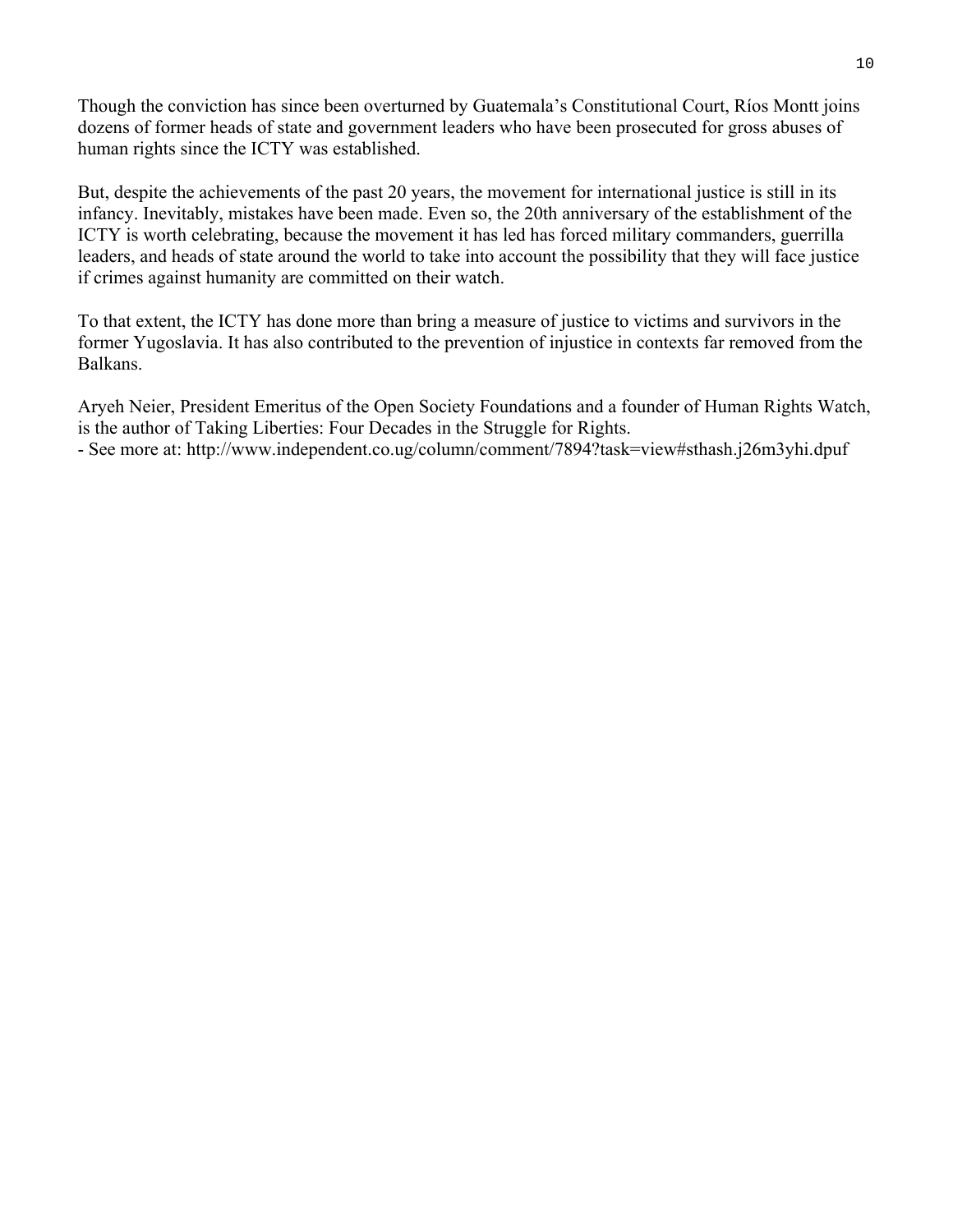Though the conviction has since been overturned by Guatemala's Constitutional Court, Ríos Montt joins dozens of former heads of state and government leaders who have been prosecuted for gross abuses of human rights since the ICTY was established.

But, despite the achievements of the past 20 years, the movement for international justice is still in its infancy. Inevitably, mistakes have been made. Even so, the 20th anniversary of the establishment of the ICTY is worth celebrating, because the movement it has led has forced military commanders, guerrilla leaders, and heads of state around the world to take into account the possibility that they will face justice if crimes against humanity are committed on their watch.

To that extent, the ICTY has done more than bring a measure of justice to victims and survivors in the former Yugoslavia. It has also contributed to the prevention of injustice in contexts far removed from the Balkans.

Aryeh Neier, President Emeritus of the Open Society Foundations and a founder of Human Rights Watch, is the author of Taking Liberties: Four Decades in the Struggle for Rights.
- See more at: http://www.independent.co.ug/column/comment/7894?task=view#sthash.j26m3yhi.dpuf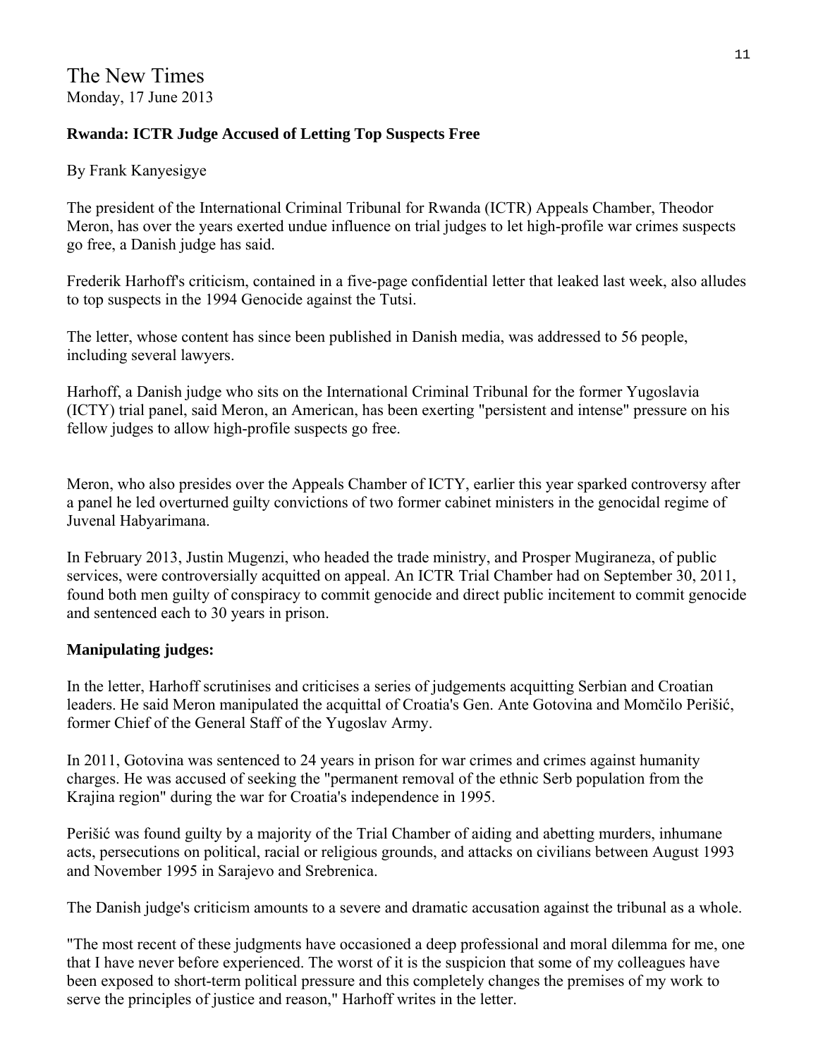The New Times
Monday, 17 June 2013

**Rwanda: ICTR Judge Accused of Letting Top Suspects Free**

By Frank Kanyesigye

The president of the International Criminal Tribunal for Rwanda (ICTR) Appeals Chamber, Theodor Meron, has over the years exerted undue influence on trial judges to let high-profile war crimes suspects go free, a Danish judge has said.

Frederik Harhoff's criticism, contained in a five-page confidential letter that leaked last week, also alludes to top suspects in the 1994 Genocide against the Tutsi.

The letter, whose content has since been published in Danish media, was addressed to 56 people, including several lawyers.

Harhoff, a Danish judge who sits on the International Criminal Tribunal for the former Yugoslavia (ICTY) trial panel, said Meron, an American, has been exerting "persistent and intense" pressure on his fellow judges to allow high-profile suspects go free.

Meron, who also presides over the Appeals Chamber of ICTY, earlier this year sparked controversy after a panel he led overturned guilty convictions of two former cabinet ministers in the genocidal regime of Juvenal Habyarimana.

In February 2013, Justin Mugenzi, who headed the trade ministry, and Prosper Mugiraneza, of public services, were controversially acquitted on appeal. An ICTR Trial Chamber had on September 30, 2011, found both men guilty of conspiracy to commit genocide and direct public incitement to commit genocide and sentenced each to 30 years in prison.

**Manipulating judges:**

In the letter, Harhoff scrutinises and criticises a series of judgements acquitting Serbian and Croatian leaders. He said Meron manipulated the acquittal of Croatia's Gen. Ante Gotovina and Momčilo Perišić, former Chief of the General Staff of the Yugoslav Army.

In 2011, Gotovina was sentenced to 24 years in prison for war crimes and crimes against humanity charges. He was accused of seeking the "permanent removal of the ethnic Serb population from the Krajina region" during the war for Croatia's independence in 1995.

Perišić was found guilty by a majority of the Trial Chamber of aiding and abetting murders, inhumane acts, persecutions on political, racial or religious grounds, and attacks on civilians between August 1993 and November 1995 in Sarajevo and Srebrenica.

The Danish judge's criticism amounts to a severe and dramatic accusation against the tribunal as a whole.

"The most recent of these judgments have occasioned a deep professional and moral dilemma for me, one that I have never before experienced. The worst of it is the suspicion that some of my colleagues have been exposed to short-term political pressure and this completely changes the premises of my work to serve the principles of justice and reason," Harhoff writes in the letter.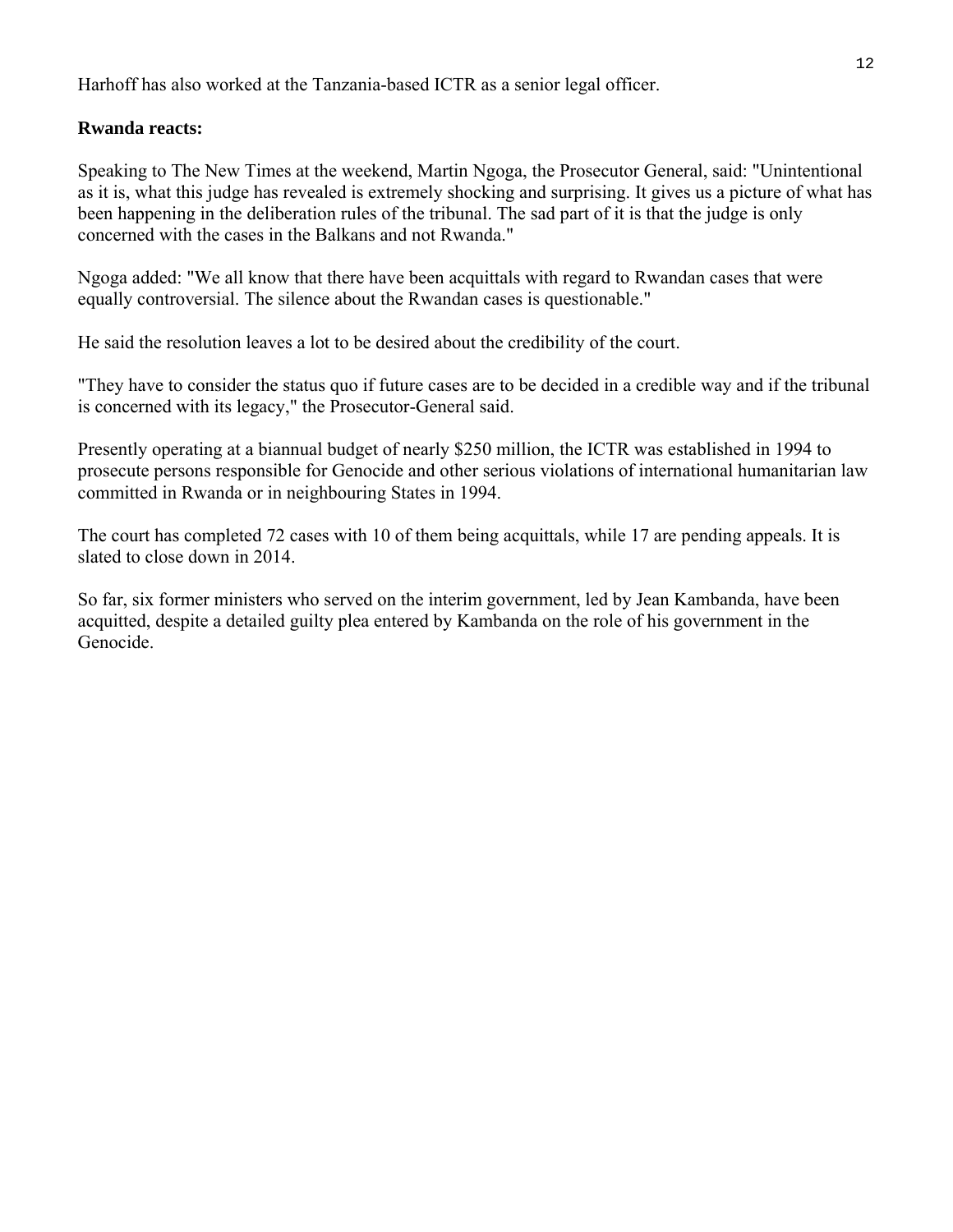Harhoff has also worked at the Tanzania-based ICTR as a senior legal officer.

**Rwanda reacts:**

Speaking to The New Times at the weekend, Martin Ngoga, the Prosecutor General, said: "Unintentional as it is, what this judge has revealed is extremely shocking and surprising. It gives us a picture of what has been happening in the deliberation rules of the tribunal. The sad part of it is that the judge is only concerned with the cases in the Balkans and not Rwanda."

Ngoga added: "We all know that there have been acquittals with regard to Rwandan cases that were equally controversial. The silence about the Rwandan cases is questionable."

He said the resolution leaves a lot to be desired about the credibility of the court.

"They have to consider the status quo if future cases are to be decided in a credible way and if the tribunal is concerned with its legacy," the Prosecutor-General said.

Presently operating at a biannual budget of nearly $250 million, the ICTR was established in 1994 to prosecute persons responsible for Genocide and other serious violations of international humanitarian law committed in Rwanda or in neighbouring States in 1994.

The court has completed 72 cases with 10 of them being acquittals, while 17 are pending appeals. It is slated to close down in 2014.

So far, six former ministers who served on the interim government, led by Jean Kambanda, have been acquitted, despite a detailed guilty plea entered by Kambanda on the role of his government in the Genocide.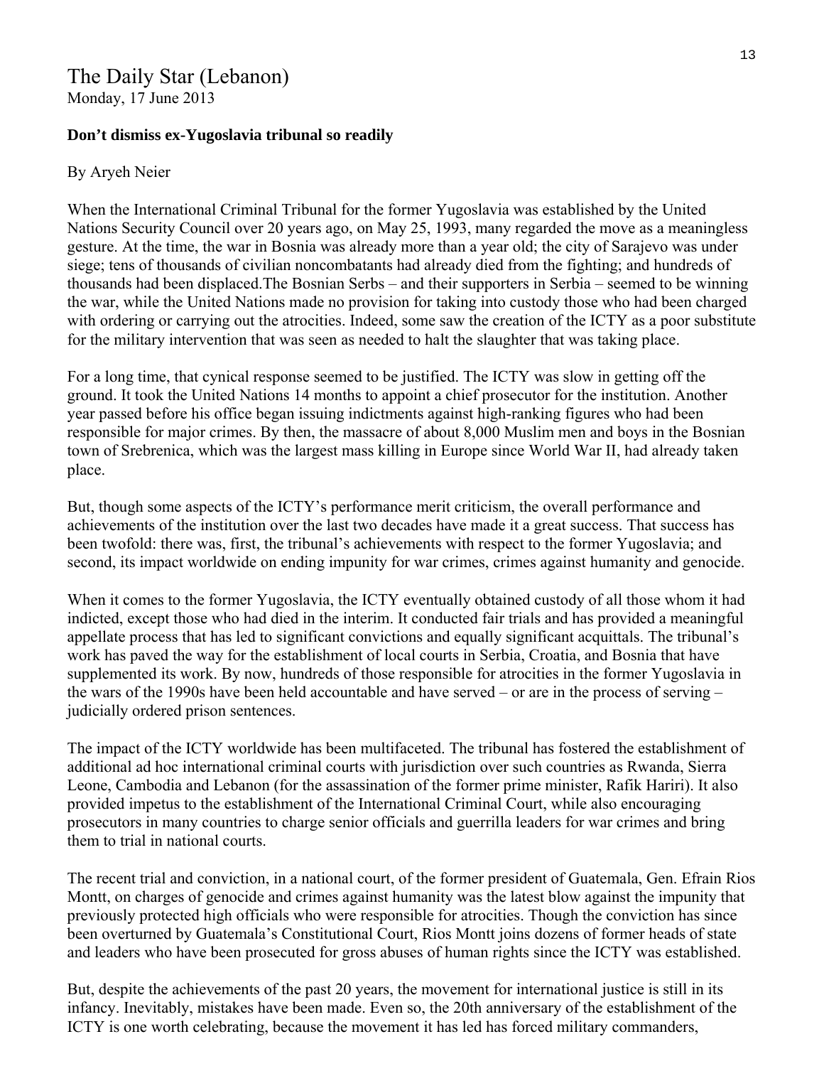# The Daily Star (Lebanon)

Monday, 17 June 2013

**Don't dismiss ex-Yugoslavia tribunal so readily**

By Aryeh Neier

When the International Criminal Tribunal for the former Yugoslavia was established by the United Nations Security Council over 20 years ago, on May 25, 1993, many regarded the move as a meaningless gesture. At the time, the war in Bosnia was already more than a year old; the city of Sarajevo was under siege; tens of thousands of civilian noncombatants had already died from the fighting; and hundreds of thousands had been displaced.The Bosnian Serbs – and their supporters in Serbia – seemed to be winning the war, while the United Nations made no provision for taking into custody those who had been charged with ordering or carrying out the atrocities. Indeed, some saw the creation of the ICTY as a poor substitute for the military intervention that was seen as needed to halt the slaughter that was taking place.

For a long time, that cynical response seemed to be justified. The ICTY was slow in getting off the ground. It took the United Nations 14 months to appoint a chief prosecutor for the institution. Another year passed before his office began issuing indictments against high-ranking figures who had been responsible for major crimes. By then, the massacre of about 8,000 Muslim men and boys in the Bosnian town of Srebrenica, which was the largest mass killing in Europe since World War II, had already taken place.

But, though some aspects of the ICTY's performance merit criticism, the overall performance and achievements of the institution over the last two decades have made it a great success. That success has been twofold: there was, first, the tribunal's achievements with respect to the former Yugoslavia; and second, its impact worldwide on ending impunity for war crimes, crimes against humanity and genocide.

When it comes to the former Yugoslavia, the ICTY eventually obtained custody of all those whom it had indicted, except those who had died in the interim. It conducted fair trials and has provided a meaningful appellate process that has led to significant convictions and equally significant acquittals. The tribunal's work has paved the way for the establishment of local courts in Serbia, Croatia, and Bosnia that have supplemented its work. By now, hundreds of those responsible for atrocities in the former Yugoslavia in the wars of the 1990s have been held accountable and have served – or are in the process of serving – judicially ordered prison sentences.

The impact of the ICTY worldwide has been multifaceted. The tribunal has fostered the establishment of additional ad hoc international criminal courts with jurisdiction over such countries as Rwanda, Sierra Leone, Cambodia and Lebanon (for the assassination of the former prime minister, Rafik Hariri). It also provided impetus to the establishment of the International Criminal Court, while also encouraging prosecutors in many countries to charge senior officials and guerrilla leaders for war crimes and bring them to trial in national courts.

The recent trial and conviction, in a national court, of the former president of Guatemala, Gen. Efrain Rios Montt, on charges of genocide and crimes against humanity was the latest blow against the impunity that previously protected high officials who were responsible for atrocities. Though the conviction has since been overturned by Guatemala's Constitutional Court, Rios Montt joins dozens of former heads of state and leaders who have been prosecuted for gross abuses of human rights since the ICTY was established.

But, despite the achievements of the past 20 years, the movement for international justice is still in its infancy. Inevitably, mistakes have been made. Even so, the 20th anniversary of the establishment of the ICTY is one worth celebrating, because the movement it has led has forced military commanders,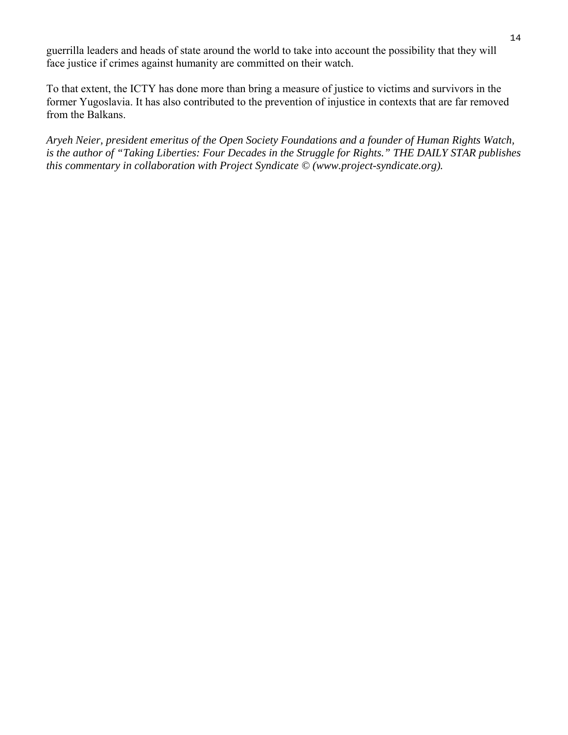guerrilla leaders and heads of state around the world to take into account the possibility that they will face justice if crimes against humanity are committed on their watch.

To that extent, the ICTY has done more than bring a measure of justice to victims and survivors in the former Yugoslavia. It has also contributed to the prevention of injustice in contexts that are far removed from the Balkans.

*Aryeh Neier, president emeritus of the Open Society Foundations and a founder of Human Rights Watch, is the author of "Taking Liberties: Four Decades in the Struggle for Rights." THE DAILY STAR publishes this commentary in collaboration with Project Syndicate © (www.project-syndicate.org).*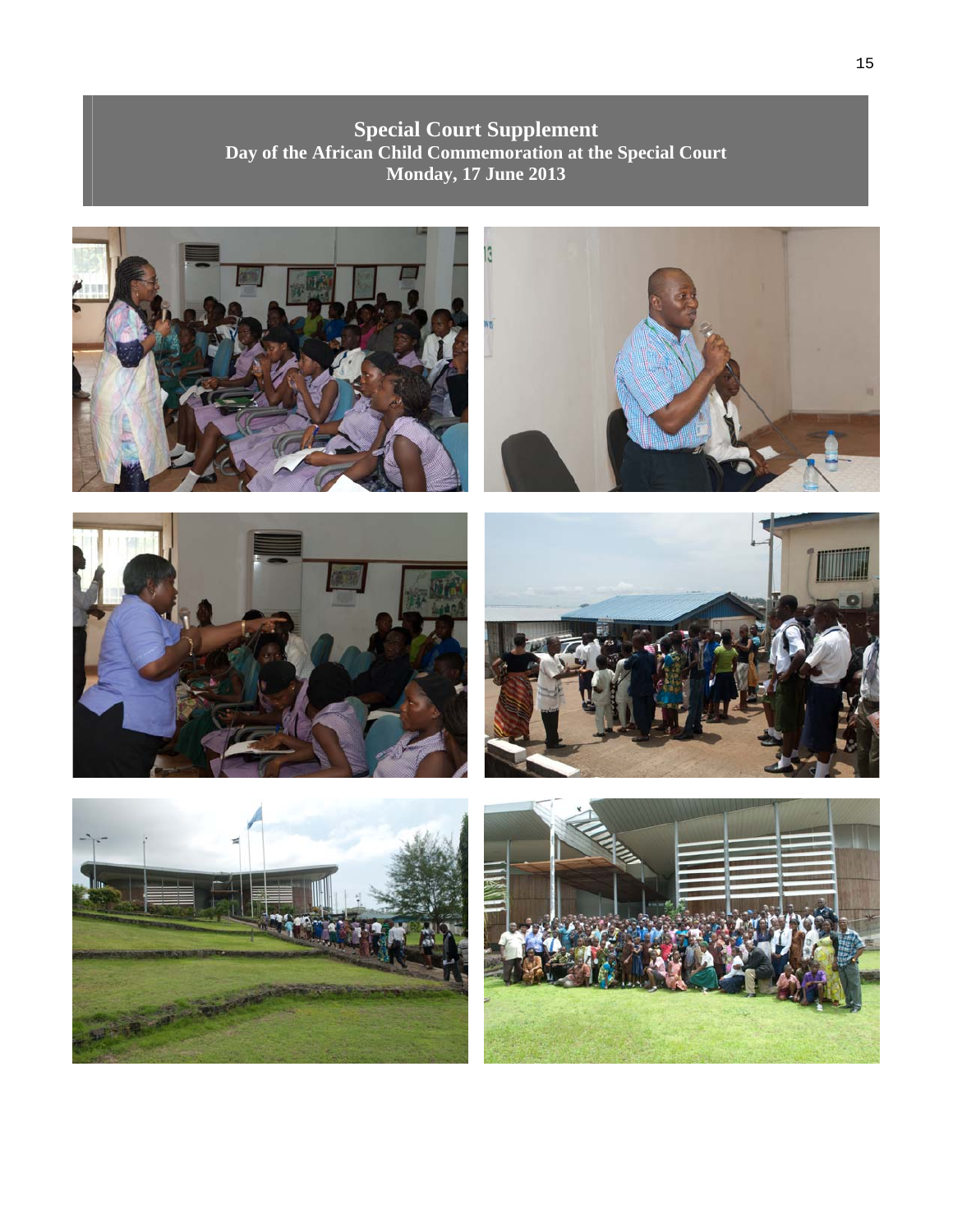# Special Court Supplement

## Day of the African Child Commemoration at the Special Court

## Monday, 17 June 2013